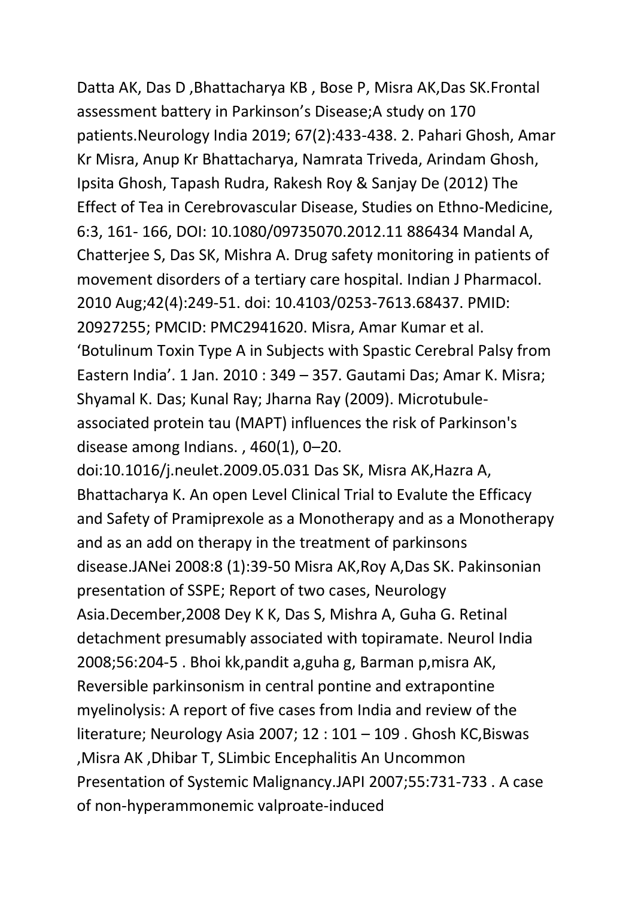Datta AK, Das D ,Bhattacharya KB , Bose P, Misra AK,Das SK.Frontal assessment battery in Parkinson's Disease;A study on 170 patients.Neurology India 2019; 67(2):433-438. 2. Pahari Ghosh, Amar Kr Misra, Anup Kr Bhattacharya, Namrata Triveda, Arindam Ghosh, Ipsita Ghosh, Tapash Rudra, Rakesh Roy & Sanjay De (2012) The Effect of Tea in Cerebrovascular Disease, Studies on Ethno-Medicine, 6:3, 161- 166, DOI: 10.1080/09735070.2012.11 886434 Mandal A, Chatterjee S, Das SK, Mishra A. Drug safety monitoring in patients of movement disorders of a tertiary care hospital. Indian J Pharmacol. 2010 Aug;42(4):249-51. doi: 10.4103/0253-7613.68437. PMID: 20927255; PMCID: PMC2941620. Misra, Amar Kumar et al. 'Botulinum Toxin Type A in Subjects with Spastic Cerebral Palsy from Eastern India'. 1 Jan. 2010 : 349 – 357. Gautami Das; Amar K. Misra; Shyamal K. Das; Kunal Ray; Jharna Ray (2009). Microtubule-associated protein tau (MAPT) influences the risk of Parkinson's disease among Indians. , 460(1), 0–20. doi:10.1016/j.neulet.2009.05.031 Das SK, Misra AK,Hazra A, Bhattacharya K. An open Level Clinical Trial to Evalute the Efficacy and Safety of Pramiprexole as a Monotherapy and as a Monotherapy and as an add on therapy in the treatment of parkinsons disease.JANei 2008:8 (1):39-50 Misra AK,Roy A,Das SK. Pakinsonian presentation of SSPE; Report of two cases, Neurology Asia.December,2008 Dey K K, Das S, Mishra A, Guha G. Retinal detachment presumably associated with topiramate. Neurol India 2008;56:204-5 . Bhoi kk,pandit a,guha g, Barman p,misra AK, Reversible parkinsonism in central pontine and extrapontine myelinolysis: A report of five cases from India and review of the literature; Neurology Asia 2007; 12 : 101 – 109 . Ghosh KC,Biswas ,Misra AK ,Dhibar T, SLimbic Encephalitis An Uncommon Presentation of Systemic Malignancy.JAPI 2007;55:731-733 . A case of non-hyperammonemic valproate-induced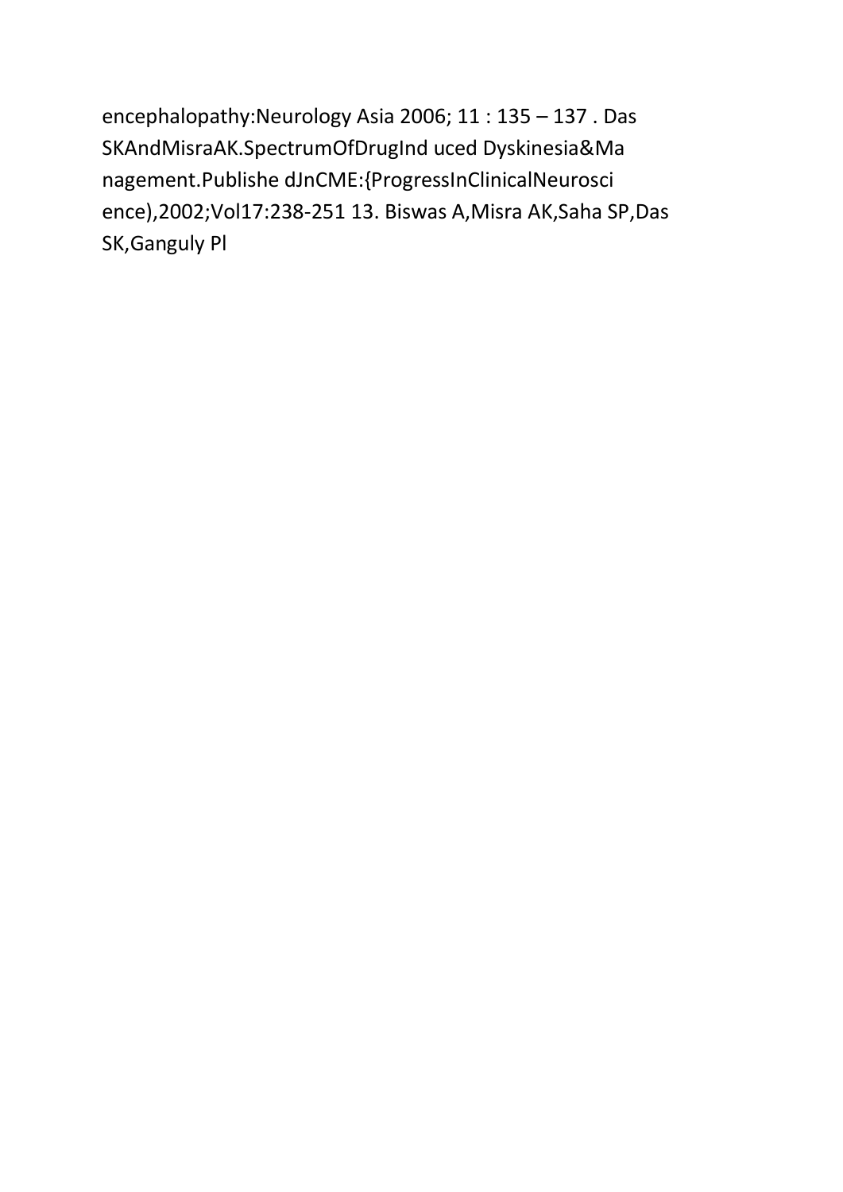encephalopathy:Neurology Asia 2006; 11 : 135 – 137 . Das SKAndMisraAK.SpectrumOfDrugInd uced Dyskinesia&Ma nagement.Publishe dJnCME:{ProgressInClinicalNeurosci ence),2002;Vol17:238-251 13. Biswas A,Misra AK,Saha SP,Das SK,Ganguly Pl